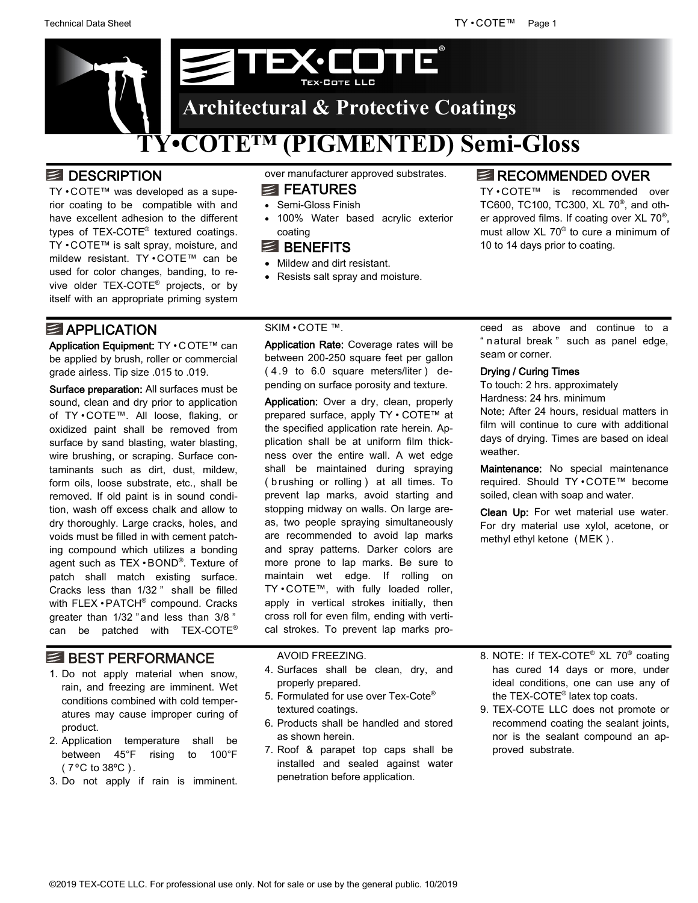# TEX·COTE®

TEX-COTE LLC

## Architectural & Protective Coatings

# TY•COTE™ (PIGMENTED) Semi-Gloss

## DESCRIPTION

TY•COTE™ was developed as a superior coating to be compatible with and have excellent adhesion to the different types of TEX-COTE® textured coatings. TY•COTE™ is salt spray, moisture, and mildew resistant. TY•COTE™ can be used for color changes, banding, to revive older TEX-COTE® projects, or by itself with an appropriate priming system over manufacturer approved substrates.

## FEATURES

- Semi-Gloss Finish
- 100% Water based acrylic exterior coating

## BENEFITS

- Mildew and dirt resistant.
- Resists salt spray and moisture.

## RECOMMENDED OVER

TY•COTE™ is recommended over TC600, TC100, TC300, XL 70®, and other approved films. If coating over XL 70®, must allow XL 70® to cure a minimum of 10 to 14 days prior to coating.

## APPLICATION

**Application Equipment:** TY•COTE™ can be applied by brush, roller or commercial grade airless. Tip size .015 to .019.

**Surface preparation:** All surfaces must be sound, clean and dry prior to application of TY•COTE™. All loose, flaking, or oxidized paint shall be removed from surface by sand blasting, water blasting, wire brushing, or scraping. Surface contaminants such as dirt, dust, mildew, form oils, loose substrate, etc., shall be removed. If old paint is in sound condition, wash off excess chalk and allow to dry thoroughly. Large cracks, holes, and voids must be filled in with cement patching compound which utilizes a bonding agent such as TEX•BOND®. Texture of patch shall match existing surface. Cracks less than 1/32" shall be filled with FLEX•PATCH® compound. Cracks greater than 1/32" and less than 3/8" can be patched with TEX-COTE® SKIM•COTE™.

**Application Rate:** Coverage rates will be between 200-250 square feet per gallon (4.9 to 6.0 square meters/liter) depending on surface porosity and texture.

**Application:** Over a dry, clean, properly prepared surface, apply TY•COTE™ at the specified application rate herein. Application shall be at uniform film thickness over the entire wall. A wet edge shall be maintained during spraying (brushing or rolling) at all times. To prevent lap marks, avoid starting and stopping midway on walls. On large areas, two people spraying simultaneously are recommended to avoid lap marks and spray patterns. Darker colors are more prone to lap marks. Be sure to maintain wet edge. If rolling on TY•COTE™, with fully loaded roller, apply in vertical strokes initially, then cross roll for even film, ending with vertical strokes. To prevent lap marks proceed as above and continue to a "natural break" such as panel edge, seam or corner.

**Drying / Curing Times**

To touch: 2 hrs. approximately  
Hardness: 24 hrs. minimum  
Note: After 24 hours, residual matters in film will continue to cure with additional days of drying. Times are based on ideal weather.

**Maintenance:** No special maintenance required. Should TY•COTE™ become soiled, clean with soap and water.

**Clean Up:** For wet material use water. For dry material use xylol, acetone, or methyl ethyl ketone (MEK).

## BEST PERFORMANCE

1. Do not apply material when snow, rain, and freezing are imminent. Wet conditions combined with cold temperatures may cause improper curing of product.
2. Application temperature shall be between 45°F rising to 100°F (7°C to 38°C).
3. Do not apply if rain is imminent. AVOID FREEZING.
4. Surfaces shall be clean, dry, and properly prepared.
5. Formulated for use over Tex-Cote® textured coatings.
6. Products shall be handled and stored as shown herein.
7. Roof & parapet top caps shall be installed and sealed against water penetration before application.
8. NOTE: If TEX-COTE® XL 70® coating has cured 14 days or more, under ideal conditions, one can use any of the TEX-COTE® latex top coats.
9. TEX-COTE LLC does not promote or recommend coating the sealant joints, nor is the sealant compound an approved substrate.

©2019 TEX-COTE LLC. For professional use only. Not for sale or use by the general public. 10/2019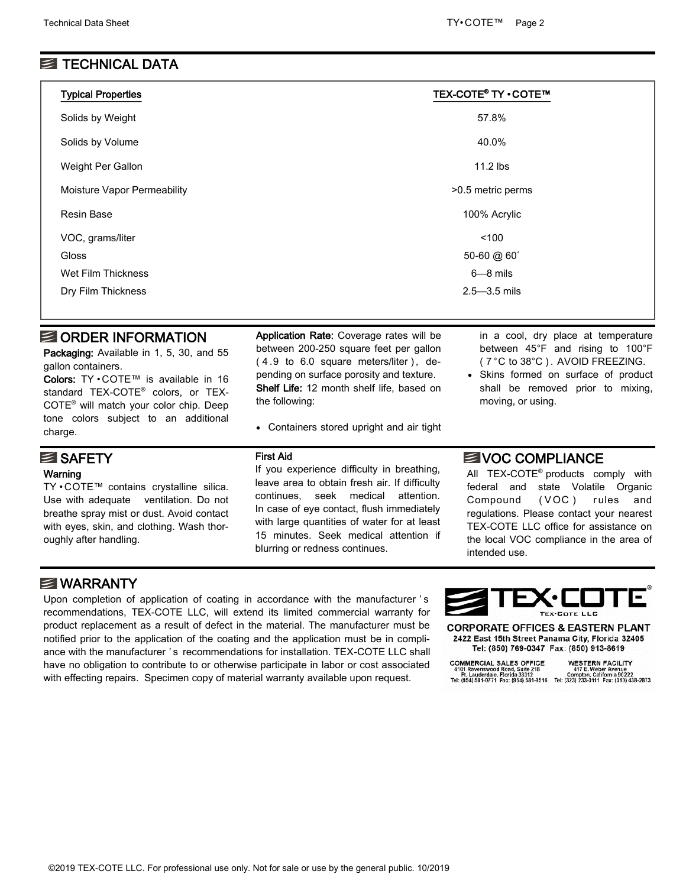## TECHNICAL DATA

| Typical Properties | TEX-COTE® TY • COTE™ |
| --- | --- |
| Solids by Weight | 57.8% |
| Solids by Volume | 40.0% |
| Weight Per Gallon | 11.2 lbs |
| Moisture Vapor Permeability | >0.5 metric perms |
| Resin Base | 100% Acrylic |
| VOC, grams/liter | <100 |
| Gloss | 50-60 @ 60˚ |
| Wet Film Thickness | 6—8 mils |
| Dry Film Thickness | 2.5—3.5 mils |

## ORDER INFORMATION

**Packaging:** Available in 1, 5, 30, and 55 gallon containers.

**Colors:** TY • COTE™ is available in 16 standard TEX-COTE® colors, or TEX-COTE® will match your color chip. Deep tone colors subject to an additional charge.

**Application Rate:** Coverage rates will be between 200-250 square feet per gallon (4.9 to 6.0 square meters/liter), depending on surface porosity and texture.

**Shelf Life:** 12 month shelf life, based on the following:

- Containers stored upright and air tight in a cool, dry place at temperature between 45°F and rising to 100°F (7°C to 38°C). AVOID FREEZING.
- Skins formed on surface of product shall be removed prior to mixing, moving, or using.

## SAFETY

**Warning**

TY • COTE™ contains crystalline silica. Use with adequate ventilation. Do not breathe spray mist or dust. Avoid contact with eyes, skin, and clothing. Wash thoroughly after handling.

**First Aid**

If you experience difficulty in breathing, leave area to obtain fresh air. If difficulty continues, seek medical attention. In case of eye contact, flush immediately with large quantities of water for at least 15 minutes. Seek medical attention if blurring or redness continues.

## VOC COMPLIANCE

All TEX-COTE® products comply with federal and state Volatile Organic Compound (VOC) rules and regulations. Please contact your nearest TEX-COTE LLC office for assistance on the local VOC compliance in the area of intended use.

## WARRANTY

Upon completion of application of coating in accordance with the manufacturer's recommendations, TEX-COTE LLC, will extend its limited commercial warranty for product replacement as a result of defect in the material. The manufacturer must be notified prior to the application of the coating and the application must be in compliance with the manufacturer's recommendations for installation. TEX-COTE LLC shall have no obligation to contribute to or otherwise participate in labor or cost associated with effecting repairs. Specimen copy of material warranty available upon request.

TEX·COTE®
TEX-COTE LLC

**CORPORATE OFFICES & EASTERN PLANT**
2422 East 15th Street Panama City, Florida 32405
Tel: (850) 769-0347 Fax: (850) 913-8619

**COMMERCIAL SALES OFFICE**
4101 Ravenswood Road, Suite 218
Ft. Lauderdale, Florida 33312
Tel: (954) 581-0771 Fax: (954) 581-9516

**WESTERN FACILITY**
417 E. Weber Avenue
Compton, California 90222
Tel: (323) 233-3111 Fax: (310) 438-2873

©2019 TEX-COTE LLC. For professional use only. Not for sale or use by the general public. 10/2019